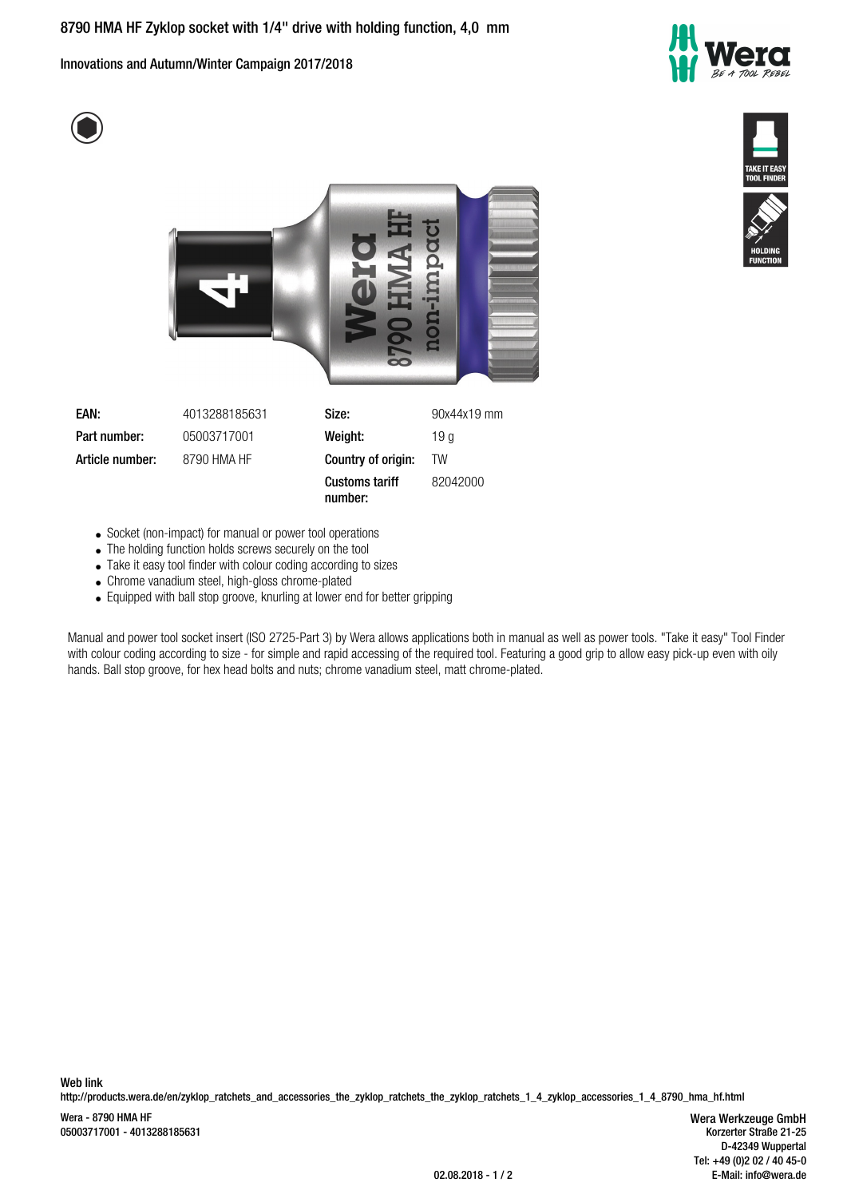# 8790 HMA HF Zyklop socket with 1/4" drive with holding function, 4,0 mm

Innovations and Autumn/Winter Campaign 2017/2018

| | | | |
|---|---|---|---|
| **EAN:** | 4013288185631 | **Size:** | 90x44x19 mm |
| **Part number:** | 05003717001 | **Weight:** | 19 g |
| **Article number:** | 8790 HMA HF | **Country of origin:** | TW |
| | | **Customs tariff number:** | 82042000 |

- Socket (non-impact) for manual or power tool operations
- The holding function holds screws securely on the tool
- Take it easy tool finder with colour coding according to sizes
- Chrome vanadium steel, high-gloss chrome-plated
- Equipped with ball stop groove, knurling at lower end for better gripping

Manual and power tool socket insert (ISO 2725-Part 3) by Wera allows applications both in manual as well as power tools. "Take it easy" Tool Finder with colour coding according to size - for simple and rapid accessing of the required tool. Featuring a good grip to allow easy pick-up even with oily hands. Ball stop groove, for hex head bolts and nuts; chrome vanadium steel, matt chrome-plated.

**Web link**
http://products.wera.de/en/zyklop_ratchets_and_accessories_the_zyklop_ratchets_the_zyklop_ratchets_1_4_zyklop_accessories_1_4_8790_hma_hf.html

Wera - 8790 HMA HF
05003717001 - 4013288185631

Wera Werkzeuge GmbH
Korzerter Straße 21-25
D-42349 Wuppertal
Tel: +49 (0)2 02 / 40 45-0
E-Mail: info@wera.de

02.08.2018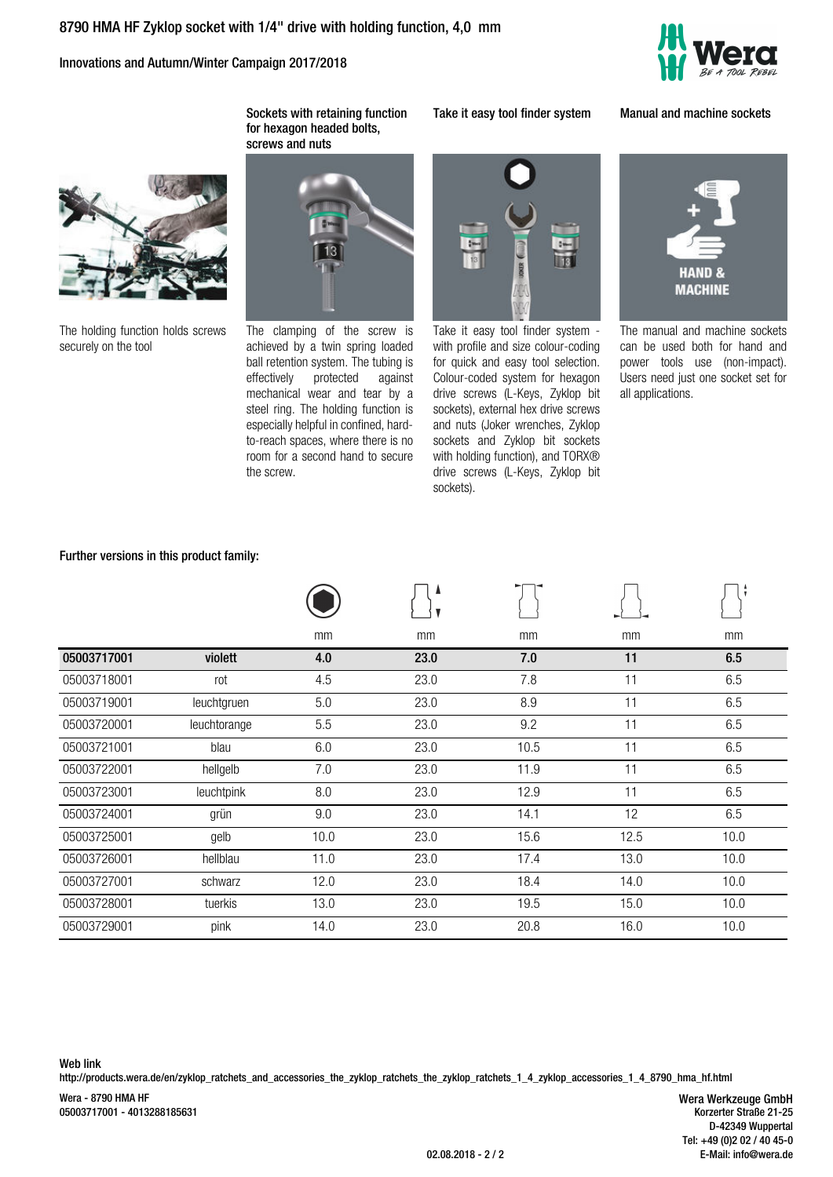# 8790 HMA HF Zyklop socket with 1/4" drive with holding function, 4,0 mm

Innovations and Autumn/Winter Campaign 2017/2018

The holding function holds screws securely on the tool

**Sockets with retaining function for hexagon headed bolts, screws and nuts**

The clamping of the screw is achieved by a twin spring loaded ball retention system. The tubing is effectively protected against mechanical wear and tear by a steel ring. The holding function is especially helpful in confined, hard-to-reach spaces, where there is no room for a second hand to secure the screw.

**Take it easy tool finder system**

Take it easy tool finder system - with profile and size colour-coding for quick and easy tool selection. Colour-coded system for hexagon drive screws (L-Keys, Zyklop bit sockets), external hex drive screws and nuts (Joker wrenches, Zyklop sockets and Zyklop bit sockets with holding function), and TORX® drive screws (L-Keys, Zyklop bit sockets).

**Manual and machine sockets**

The manual and machine sockets can be used both for hand and power tools use (non-impact). Users need just one socket set for all applications.

**Further versions in this product family:**

| | | mm | mm | mm | mm | mm |
|---|---|---|---|---|---|---|
| **05003717001** | **violett** | **4.0** | **23.0** | **7.0** | **11** | **6.5** |
| 05003718001 | rot | 4.5 | 23.0 | 7.8 | 11 | 6.5 |
| 05003719001 | leuchtgruen | 5.0 | 23.0 | 8.9 | 11 | 6.5 |
| 05003720001 | leuchtorange | 5.5 | 23.0 | 9.2 | 11 | 6.5 |
| 05003721001 | blau | 6.0 | 23.0 | 10.5 | 11 | 6.5 |
| 05003722001 | hellgelb | 7.0 | 23.0 | 11.9 | 11 | 6.5 |
| 05003723001 | leuchtpink | 8.0 | 23.0 | 12.9 | 11 | 6.5 |
| 05003724001 | grün | 9.0 | 23.0 | 14.1 | 12 | 6.5 |
| 05003725001 | gelb | 10.0 | 23.0 | 15.6 | 12.5 | 10.0 |
| 05003726001 | hellblau | 11.0 | 23.0 | 17.4 | 13.0 | 10.0 |
| 05003727001 | schwarz | 12.0 | 23.0 | 18.4 | 14.0 | 10.0 |
| 05003728001 | tuerkis | 13.0 | 23.0 | 19.5 | 15.0 | 10.0 |
| 05003729001 | pink | 14.0 | 23.0 | 20.8 | 16.0 | 10.0 |

**Web link**
http://products.wera.de/en/zyklop_ratchets_and_accessories_the_zyklop_ratchets_the_zyklop_ratchets_1_4_zyklop_accessories_1_4_8790_hma_hf.html

Wera - 8790 HMA HF
05003717001 - 4013288185631

**Wera Werkzeuge GmbH**
Korzerter Straße 21-25
D-42349 Wuppertal
Tel: +49 (0)2 02 / 40 45-0
E-Mail: info@wera.de

02.08.2018